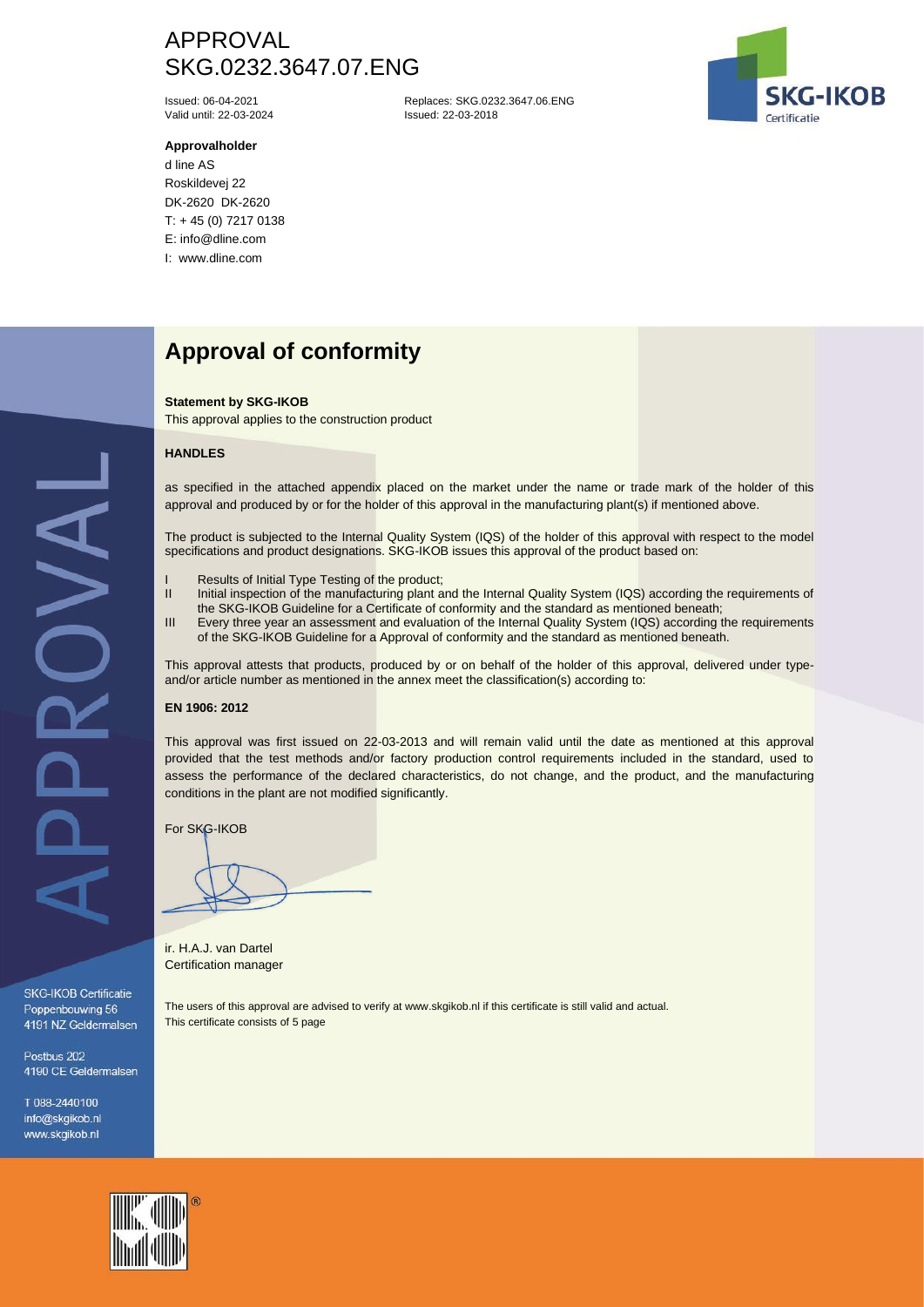# APPROVAL
# SKG.0232.3647.07.ENG

Issued: 06-04-2021
Valid until: 22-03-2024

Replaces: SKG.0232.3647.06.ENG
Issued: 22-03-2018

**Approvalholder**

d line AS
Roskildevej 22
DK-2620 DK-2620
T: + 45 (0) 7217 0138
E: info@dline.com
I: www.dline.com

## Approval of conformity

**Statement by SKG-IKOB**

This approval applies to the construction product

**HANDLES**

as specified in the attached appendix placed on the market under the name or trade mark of the holder of this approval and produced by or for the holder of this approval in the manufacturing plant(s) if mentioned above.

The product is subjected to the Internal Quality System (IQS) of the holder of this approval with respect to the model specifications and product designations. SKG-IKOB issues this approval of the product based on:

- I Results of Initial Type Testing of the product;
- II Initial inspection of the manufacturing plant and the Internal Quality System (IQS) according the requirements of the SKG-IKOB Guideline for a Certificate of conformity and the standard as mentioned beneath;
- III Every three year an assessment and evaluation of the Internal Quality System (IQS) according the requirements of the SKG-IKOB Guideline for a Approval of conformity and the standard as mentioned beneath.

This approval attests that products, produced by or on behalf of the holder of this approval, delivered under type- and/or article number as mentioned in the annex meet the classification(s) according to:

**EN 1906: 2012**

This approval was first issued on 22-03-2013 and will remain valid until the date as mentioned at this approval provided that the test methods and/or factory production control requirements included in the standard, used to assess the performance of the declared characteristics, do not change, and the product, and the manufacturing conditions in the plant are not modified significantly.

For SKG-IKOB

ir. H.A.J. van Dartel
Certification manager

The users of this approval are advised to verify at www.skgikob.nl if this certificate is still valid and actual.
This certificate consists of 5 page

SKG-IKOB Certificatie
Poppenbouwing 56
4191 NZ Geldermalsen

Postbus 202
4190 CE Geldermalsen

T 088-2440100
info@skgikob.nl
www.skgikob.nl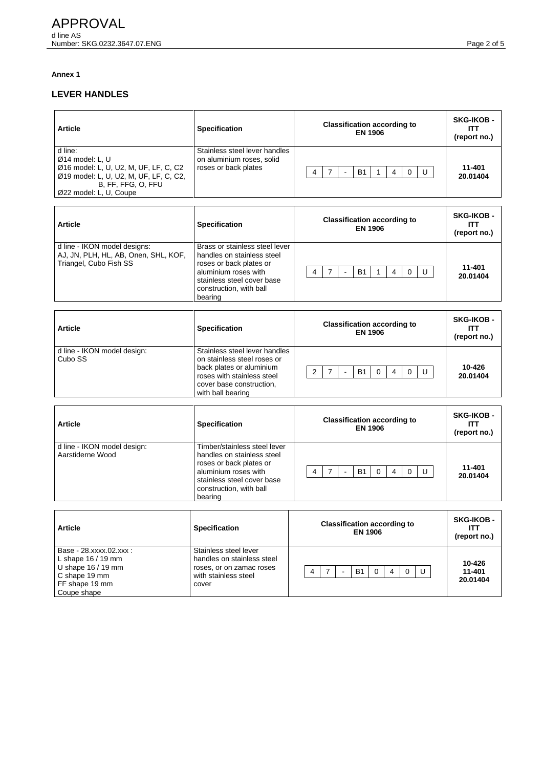**Annex 1**

## LEVER HANDLES

| Article | Specification | Classification according to EN 1906 | SKG-IKOB - ITT (report no.) |
|---|---|---|---|
| d line:<br>Ø14 model: L, U<br>Ø16 model: L, U, U2, M, UF, LF, C, C2<br>Ø19 model: L, U, U2, M, UF, LF, C, C2, B, FF, FFG, O, FFU<br>Ø22 model: L, U, Coupe | Stainless steel lever handles on aluminium roses, solid roses or back plates | 4 7 - B1 1 4 0 U | 11-401<br>20.01404 |

| Article | Specification | Classification according to EN 1906 | SKG-IKOB - ITT (report no.) |
|---|---|---|---|
| d line - IKON model designs:<br>AJ, JN, PLH, HL, AB, Onen, SHL, KOF, Triangel, Cubo Fish SS | Brass or stainless steel lever handles on stainless steel roses or back plates or aluminium roses with stainless steel cover base construction, with ball bearing | 4 7 - B1 1 4 0 U | 11-401<br>20.01404 |

| Article | Specification | Classification according to EN 1906 | SKG-IKOB - ITT (report no.) |
|---|---|---|---|
| d line - IKON model design:<br>Cubo SS | Stainless steel lever handles on stainless steel roses or back plates or aluminium roses with stainless steel cover base construction, with ball bearing | 2 7 - B1 0 4 0 U | 10-426<br>20.01404 |

| Article | Specification | Classification according to EN 1906 | SKG-IKOB - ITT (report no.) |
|---|---|---|---|
| d line - IKON model design:<br>Aarstiderne Wood | Timber/stainless steel lever handles on stainless steel roses or back plates or aluminium roses with stainless steel cover base construction, with ball bearing | 4 7 - B1 0 4 0 U | 11-401<br>20.01404 |

| Article | Specification | Classification according to EN 1906 | SKG-IKOB - ITT (report no.) |
|---|---|---|---|
| Base - 28.xxxx.02.xxx :<br>L shape 16 / 19 mm<br>U shape 16 / 19 mm<br>C shape 19 mm<br>FF shape 19 mm<br>Coupe shape | Stainless steel lever handles on stainless steel roses, or on zamac roses with stainless steel cover | 4 7 - B1 0 4 0 U | 10-426<br>11-401<br>20.01404 |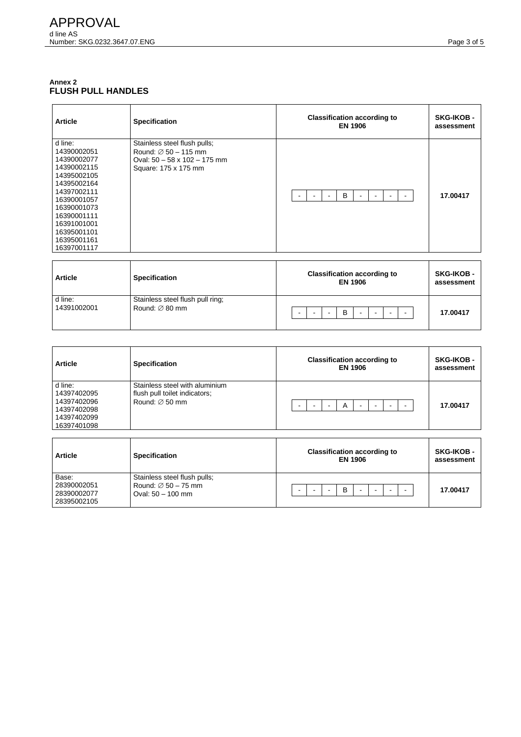**Annex 2**
## FLUSH PULL HANDLES

| Article | Specification | Classification according to EN 1906 | SKG-IKOB - assessment |
|---|---|---|---|
| d line:<br>14390002051<br>14390002077<br>14390002115<br>14395002105<br>14395002164<br>14397002111<br>16390001057<br>16390001073<br>16390001111<br>16391001001<br>16395001101<br>16395001161<br>16397001117 | Stainless steel flush pulls;<br>Round: ∅ 50 – 115 mm<br>Oval: 50 – 58 x 102 – 175 mm<br>Square: 175 x 175 mm | - \| - \| - \| B \| - \| - \| - \| - | **17.00417** |

| Article | Specification | Classification according to EN 1906 | SKG-IKOB - assessment |
|---|---|---|---|
| d line:<br>14391002001 | Stainless steel flush pull ring;<br>Round: ∅ 80 mm | - \| - \| - \| B \| - \| - \| - \| - | **17.00417** |

| Article | Specification | Classification according to EN 1906 | SKG-IKOB - assessment |
|---|---|---|---|
| d line:<br>14397402095<br>14397402096<br>14397402098<br>14397402099<br>16397401098 | Stainless steel with aluminium flush pull toilet indicators;<br>Round: ∅ 50 mm | - \| - \| - \| A \| - \| - \| - \| - | **17.00417** |

| Article | Specification | Classification according to EN 1906 | SKG-IKOB - assessment |
|---|---|---|---|
| Base:<br>28390002051<br>28390002077<br>28395002105 | Stainless steel flush pulls;<br>Round: ∅ 50 – 75 mm<br>Oval: 50 – 100 mm | - \| - \| - \| B \| - \| - \| - \| - | **17.00417** |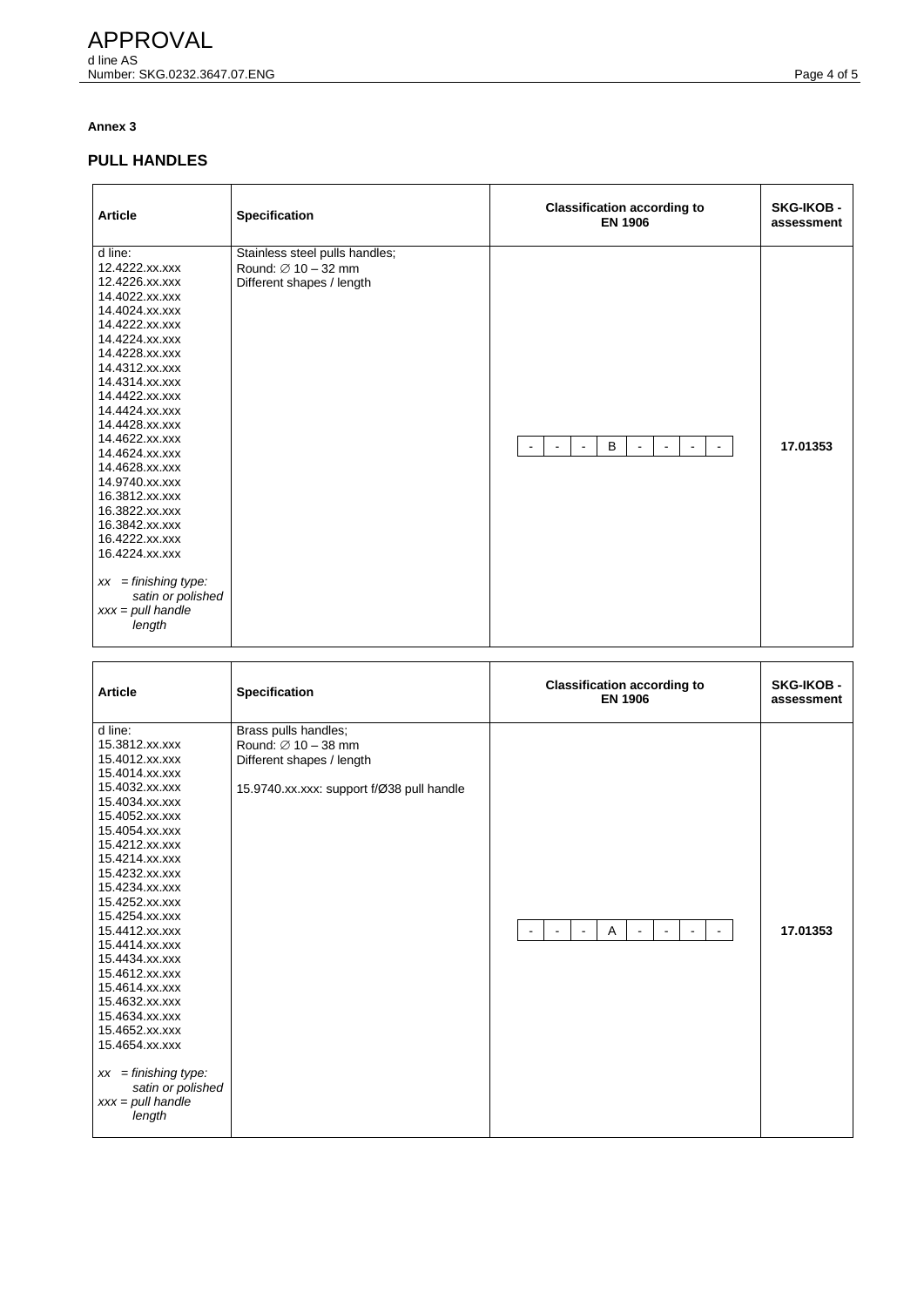**Annex 3**

## PULL HANDLES

| Article | Specification | Classification according to EN 1906 | SKG-IKOB - assessment |
|---|---|---|---|
| d line:<br>12.4222.xx.xxx<br>12.4226.xx.xxx<br>14.4022.xx.xxx<br>14.4024.xx.xxx<br>14.4222.xx.xxx<br>14.4224.xx.xxx<br>14.4228.xx.xxx<br>14.4312.xx.xxx<br>14.4314.xx.xxx<br>14.4422.xx.xxx<br>14.4424.xx.xxx<br>14.4428.xx.xxx<br>14.4622.xx.xxx<br>14.4624.xx.xxx<br>14.4628.xx.xxx<br>14.9740.xx.xxx<br>16.3812.xx.xxx<br>16.3822.xx.xxx<br>16.3842.xx.xxx<br>16.4222.xx.xxx<br>16.4224.xx.xxx<br><br>*xx = finishing type: satin or polished*<br>*xxx = pull handle length* | Stainless steel pulls handles;<br>Round: ∅ 10 – 32 mm<br>Different shapes / length | - \| - \| - \| B \| - \| - \| - \| - | 17.01353 |

| Article | Specification | Classification according to EN 1906 | SKG-IKOB - assessment |
|---|---|---|---|
| d line:<br>15.3812.xx.xxx<br>15.4012.xx.xxx<br>15.4014.xx.xxx<br>15.4032.xx.xxx<br>15.4034.xx.xxx<br>15.4052.xx.xxx<br>15.4054.xx.xxx<br>15.4212.xx.xxx<br>15.4214.xx.xxx<br>15.4232.xx.xxx<br>15.4234.xx.xxx<br>15.4252.xx.xxx<br>15.4254.xx.xxx<br>15.4412.xx.xxx<br>15.4414.xx.xxx<br>15.4434.xx.xxx<br>15.4612.xx.xxx<br>15.4614.xx.xxx<br>15.4632.xx.xxx<br>15.4634.xx.xxx<br>15.4652.xx.xxx<br>15.4654.xx.xxx<br><br>*xx = finishing type: satin or polished*<br>*xxx = pull handle length* | Brass pulls handles;<br>Round: ∅ 10 – 38 mm<br>Different shapes / length<br><br>15.9740.xx.xxx: support f/Ø38 pull handle | - \| - \| - \| A \| - \| - \| - \| - | 17.01353 |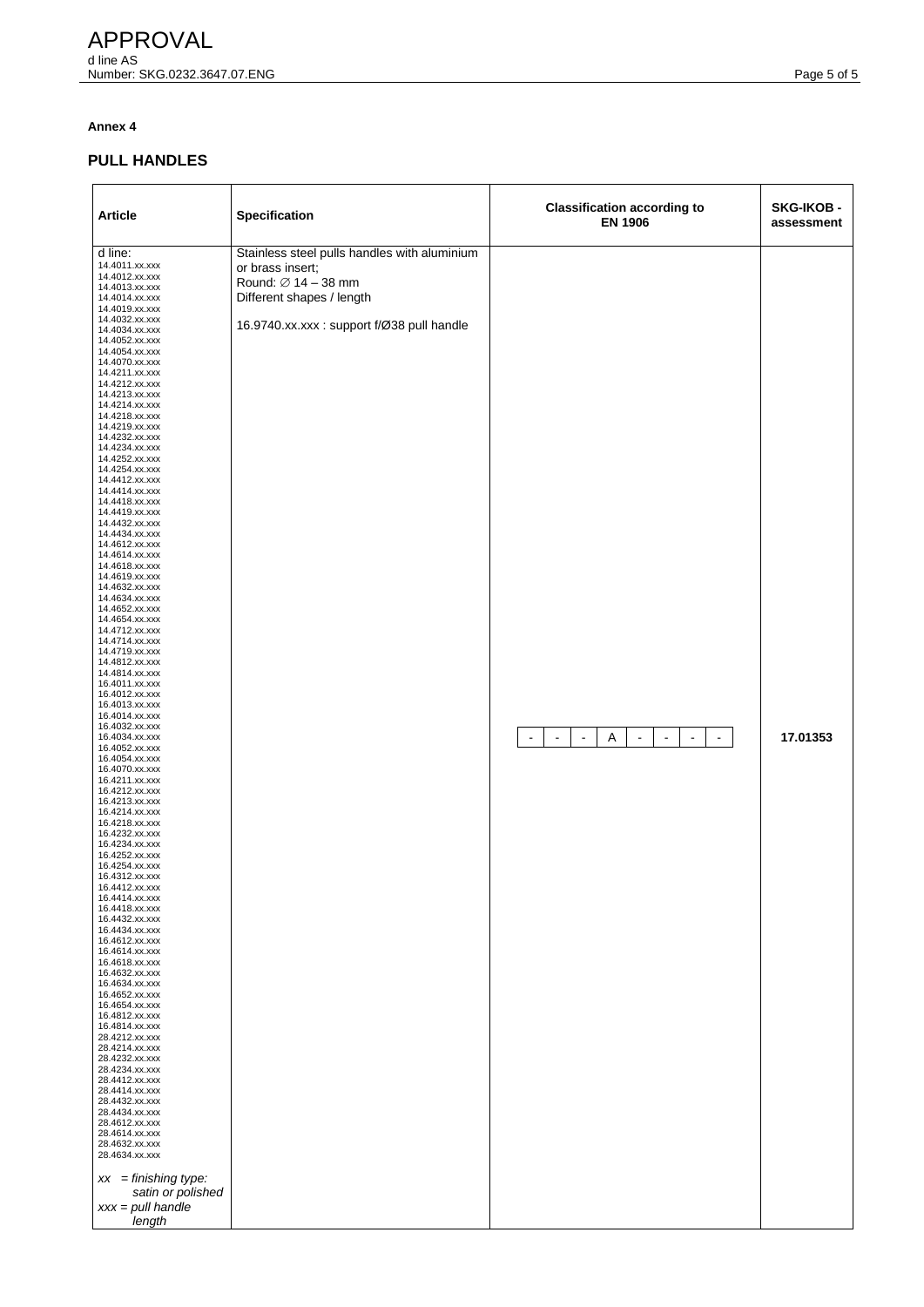**Annex 4**

## PULL HANDLES

| Article | Specification | Classification according to EN 1906 | SKG-IKOB - assessment |
|---|---|---|---|
| d line:<br>14.4011.xx.xxx<br>14.4012.xx.xxx<br>14.4013.xx.xxx<br>14.4014.xx.xxx<br>14.4019.xx.xxx<br>14.4032.xx.xxx<br>14.4034.xx.xxx<br>14.4052.xx.xxx<br>14.4054.xx.xxx<br>14.4070.xx.xxx<br>14.4211.xx.xxx<br>14.4212.xx.xxx<br>14.4213.xx.xxx<br>14.4214.xx.xxx<br>14.4218.xx.xxx<br>14.4219.xx.xxx<br>14.4232.xx.xxx<br>14.4234.xx.xxx<br>14.4252.xx.xxx<br>14.4254.xx.xxx<br>14.4412.xx.xxx<br>14.4414.xx.xxx<br>14.4418.xx.xxx<br>14.4419.xx.xxx<br>14.4432.xx.xxx<br>14.4434.xx.xxx<br>14.4612.xx.xxx<br>14.4614.xx.xxx<br>14.4618.xx.xxx<br>14.4619.xx.xxx<br>14.4632.xx.xxx<br>14.4634.xx.xxx<br>14.4652.xx.xxx<br>14.4654.xx.xxx<br>14.4712.xx.xxx<br>14.4714.xx.xxx<br>14.4719.xx.xxx<br>14.4812.xx.xxx<br>14.4814.xx.xxx<br>16.4011.xx.xxx<br>16.4012.xx.xxx<br>16.4013.xx.xxx<br>16.4014.xx.xxx<br>16.4032.xx.xxx<br>16.4034.xx.xxx<br>16.4052.xx.xxx<br>16.4054.xx.xxx<br>16.4070.xx.xxx<br>16.4211.xx.xxx<br>16.4212.xx.xxx<br>16.4213.xx.xxx<br>16.4214.xx.xxx<br>16.4218.xx.xxx<br>16.4232.xx.xxx<br>16.4234.xx.xxx<br>16.4252.xx.xxx<br>16.4254.xx.xxx<br>16.4312.xx.xxx<br>16.4412.xx.xxx<br>16.4414.xx.xxx<br>16.4418.xx.xxx<br>16.4432.xx.xxx<br>16.4434.xx.xxx<br>16.4612.xx.xxx<br>16.4614.xx.xxx<br>16.4618.xx.xxx<br>16.4632.xx.xxx<br>16.4634.xx.xxx<br>16.4652.xx.xxx<br>16.4654.xx.xxx<br>16.4812.xx.xxx<br>16.4814.xx.xxx<br>28.4212.xx.xxx<br>28.4214.xx.xxx<br>28.4232.xx.xxx<br>28.4234.xx.xxx<br>28.4412.xx.xxx<br>28.4414.xx.xxx<br>28.4432.xx.xxx<br>28.4434.xx.xxx<br>28.4612.xx.xxx<br>28.4614.xx.xxx<br>28.4632.xx.xxx<br>28.4634.xx.xxx<br><br>*xx = finishing type: satin or polished*<br>*xxx = pull handle length* | Stainless steel pulls handles with aluminium or brass insert;<br>Round: ∅ 14 – 38 mm<br>Different shapes / length<br><br>16.9740.xx.xxx : support f/Ø38 pull handle | - \| - \| - \| A \| - \| - \| - \| - | **17.01353** |